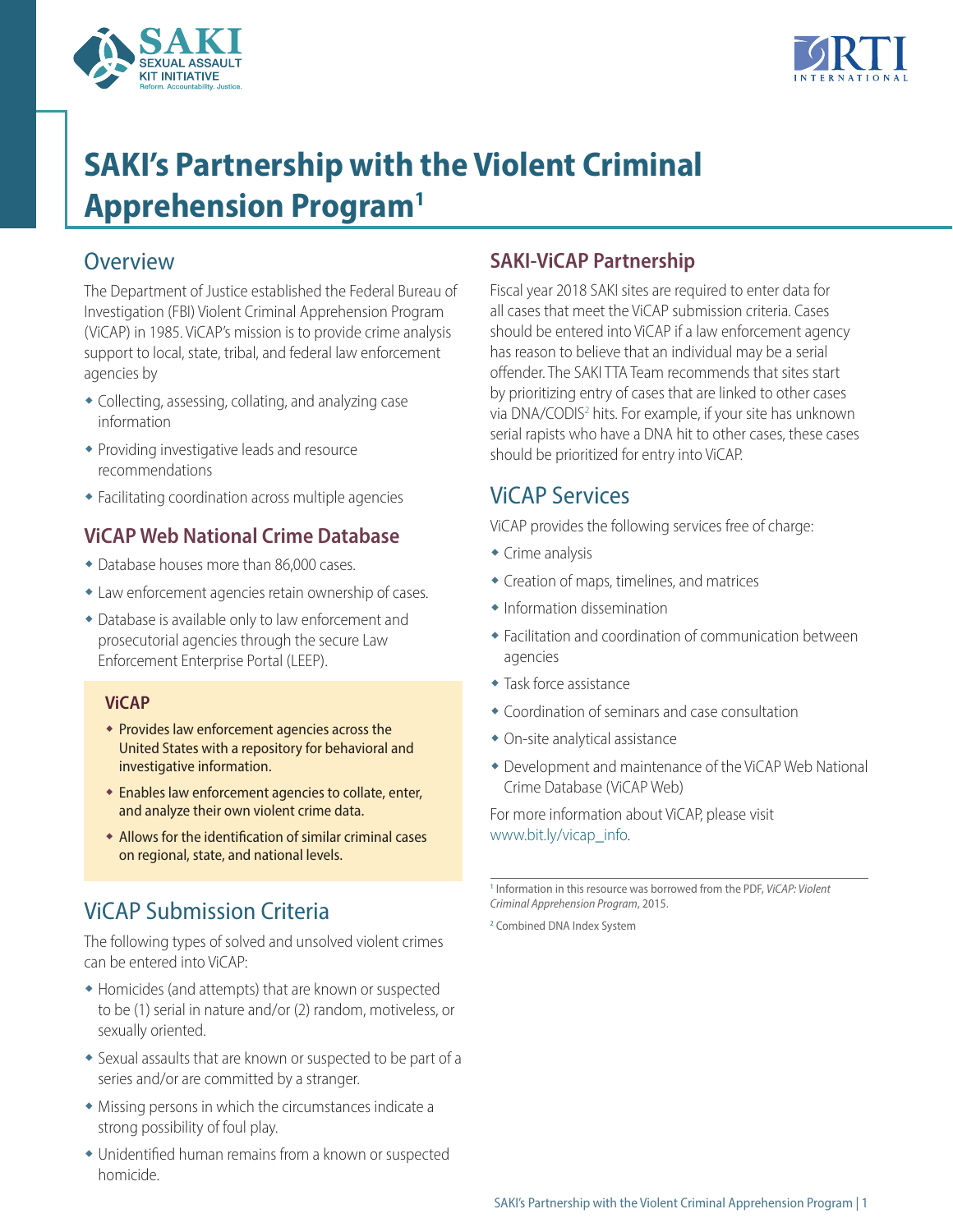# SAKI's Partnership with the Violent Criminal Apprehension Program[1]

## Overview

The Department of Justice established the Federal Bureau of Investigation (FBI) Violent Criminal Apprehension Program (ViCAP) in 1985. ViCAP's mission is to provide crime analysis support to local, state, tribal, and federal law enforcement agencies by

- Collecting, assessing, collating, and analyzing case information
- Providing investigative leads and resource recommendations
- Facilitating coordination across multiple agencies

### ViCAP Web National Crime Database

- Database houses more than 86,000 cases.
- Law enforcement agencies retain ownership of cases.
- Database is available only to law enforcement and prosecutorial agencies through the secure Law Enforcement Enterprise Portal (LEEP).

> **ViCAP**
>
> - Provides law enforcement agencies across the United States with a repository for behavioral and investigative information.
> - Enables law enforcement agencies to collate, enter, and analyze their own violent crime data.
> - Allows for the identification of similar criminal cases on regional, state, and national levels.

## ViCAP Submission Criteria

The following types of solved and unsolved violent crimes can be entered into ViCAP:

- Homicides (and attempts) that are known or suspected to be (1) serial in nature and/or (2) random, motiveless, or sexually oriented.
- Sexual assaults that are known or suspected to be part of a series and/or are committed by a stranger.
- Missing persons in which the circumstances indicate a strong possibility of foul play.
- Unidentified human remains from a known or suspected homicide.

### SAKI-ViCAP Partnership

Fiscal year 2018 SAKI sites are required to enter data for all cases that meet the ViCAP submission criteria. Cases should be entered into ViCAP if a law enforcement agency has reason to believe that an individual may be a serial offender. The SAKI TTA Team recommends that sites start by prioritizing entry of cases that are linked to other cases via DNA/CODIS[2] hits. For example, if your site has unknown serial rapists who have a DNA hit to other cases, these cases should be prioritized for entry into ViCAP.

## ViCAP Services

ViCAP provides the following services free of charge:

- Crime analysis
- Creation of maps, timelines, and matrices
- Information dissemination
- Facilitation and coordination of communication between agencies
- Task force assistance
- Coordination of seminars and case consultation
- On-site analytical assistance
- Development and maintenance of the ViCAP Web National Crime Database (ViCAP Web)

For more information about ViCAP, please visit www.bit.ly/vicap_info.

---

[1] Information in this resource was borrowed from the PDF, *ViCAP: Violent Criminal Apprehension Program*, 2015.

[2] Combined DNA Index System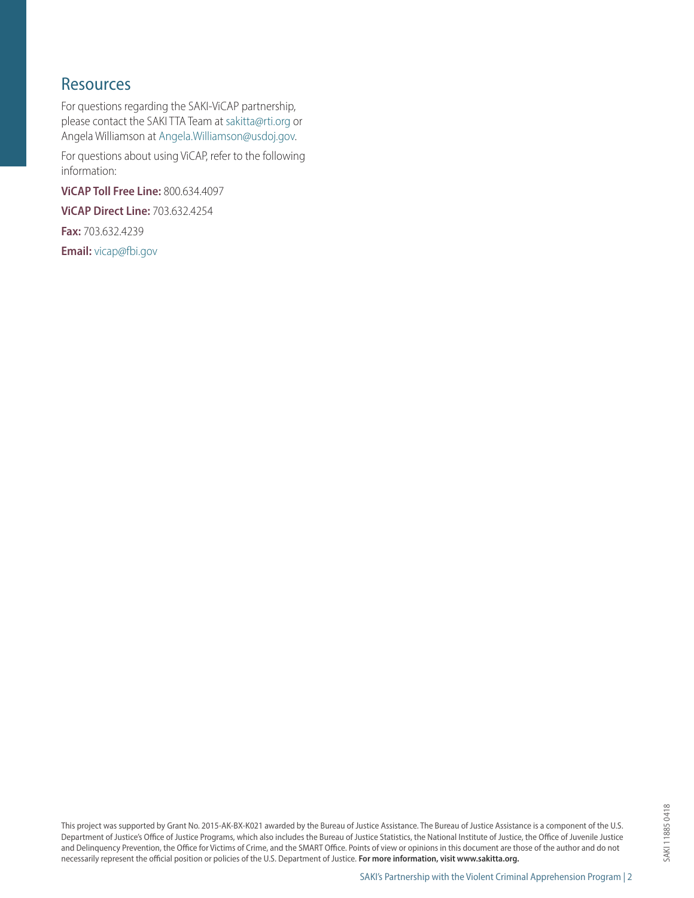## Resources

For questions regarding the SAKI-ViCAP partnership, please contact the SAKI TTA Team at sakitta@rti.org or Angela Williamson at Angela.Williamson@usdoj.gov.

For questions about using ViCAP, refer to the following information:

**ViCAP Toll Free Line:** 800.634.4097

**ViCAP Direct Line:** 703.632.4254

**Fax:** 703.632.4239

**Email:** vicap@fbi.gov

This project was supported by Grant No. 2015-AK-BX-K021 awarded by the Bureau of Justice Assistance. The Bureau of Justice Assistance is a component of the U.S. Department of Justice's Office of Justice Programs, which also includes the Bureau of Justice Statistics, the National Institute of Justice, the Office of Juvenile Justice and Delinquency Prevention, the Office for Victims of Crime, and the SMART Office. Points of view or opinions in this document are those of the author and do not necessarily represent the official position or policies of the U.S. Department of Justice. **For more information, visit www.sakitta.org.**

SAKI 11885 0418